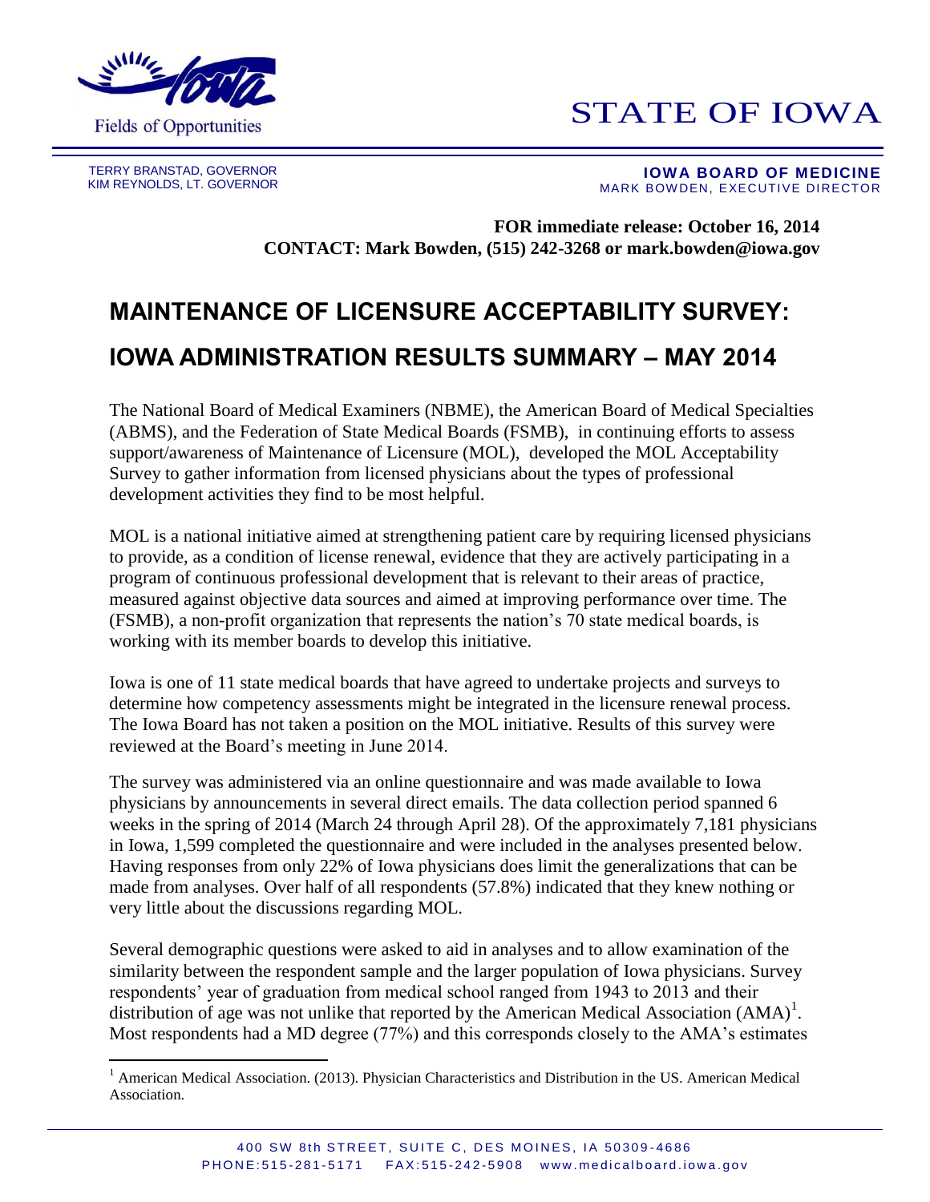STATE OF IOWA

Fields of Opportunities

TERRY BRANSTAD, GOVERNOR
KIM REYNOLDS, LT. GOVERNOR

**IOWA BOARD OF MEDICINE**
MARK BOWDEN, EXECUTIVE DIRECTOR

**FOR immediate release: October 16, 2014**
**CONTACT: Mark Bowden, (515) 242-3268 or mark.bowden@iowa.gov**

# MAINTENANCE OF LICENSURE ACCEPTABILITY SURVEY: IOWA ADMINISTRATION RESULTS SUMMARY – MAY 2014

The National Board of Medical Examiners (NBME), the American Board of Medical Specialties (ABMS), and the Federation of State Medical Boards (FSMB), in continuing efforts to assess support/awareness of Maintenance of Licensure (MOL), developed the MOL Acceptability Survey to gather information from licensed physicians about the types of professional development activities they find to be most helpful.

MOL is a national initiative aimed at strengthening patient care by requiring licensed physicians to provide, as a condition of license renewal, evidence that they are actively participating in a program of continuous professional development that is relevant to their areas of practice, measured against objective data sources and aimed at improving performance over time. The (FSMB), a non-profit organization that represents the nation's 70 state medical boards, is working with its member boards to develop this initiative.

Iowa is one of 11 state medical boards that have agreed to undertake projects and surveys to determine how competency assessments might be integrated in the licensure renewal process. The Iowa Board has not taken a position on the MOL initiative. Results of this survey were reviewed at the Board's meeting in June 2014.

The survey was administered via an online questionnaire and was made available to Iowa physicians by announcements in several direct emails. The data collection period spanned 6 weeks in the spring of 2014 (March 24 through April 28). Of the approximately 7,181 physicians in Iowa, 1,599 completed the questionnaire and were included in the analyses presented below. Having responses from only 22% of Iowa physicians does limit the generalizations that can be made from analyses. Over half of all respondents (57.8%) indicated that they knew nothing or very little about the discussions regarding MOL.

Several demographic questions were asked to aid in analyses and to allow examination of the similarity between the respondent sample and the larger population of Iowa physicians. Survey respondents' year of graduation from medical school ranged from 1943 to 2013 and their distribution of age was not unlike that reported by the American Medical Association (AMA)[1]. Most respondents had a MD degree (77%) and this corresponds closely to the AMA's estimates

[1] American Medical Association. (2013). Physician Characteristics and Distribution in the US. American Medical Association.

400 SW 8th STREET, SUITE C, DES MOINES, IA 50309-4686
PHONE:515-281-5171 FAX:515-242-5908 www.medicalboard.iowa.gov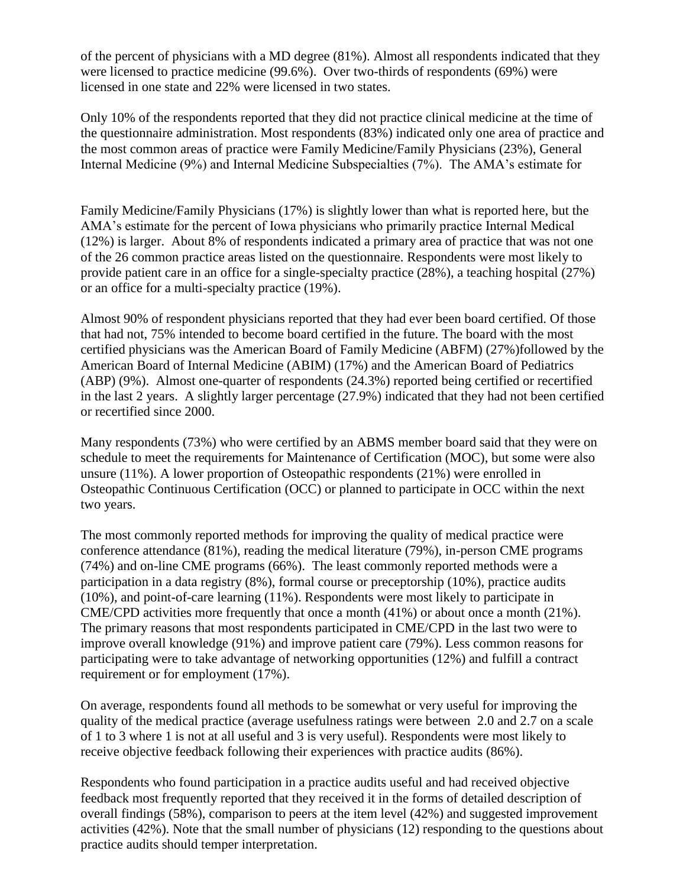of the percent of physicians with a MD degree (81%). Almost all respondents indicated that they were licensed to practice medicine (99.6%). Over two-thirds of respondents (69%) were licensed in one state and 22% were licensed in two states.

Only 10% of the respondents reported that they did not practice clinical medicine at the time of the questionnaire administration. Most respondents (83%) indicated only one area of practice and the most common areas of practice were Family Medicine/Family Physicians (23%), General Internal Medicine (9%) and Internal Medicine Subspecialties (7%). The AMA's estimate for Family Medicine/Family Physicians (17%) is slightly lower than what is reported here, but the AMA's estimate for the percent of Iowa physicians who primarily practice Internal Medical (12%) is larger. About 8% of respondents indicated a primary area of practice that was not one of the 26 common practice areas listed on the questionnaire. Respondents were most likely to provide patient care in an office for a single-specialty practice (28%), a teaching hospital (27%) or an office for a multi-specialty practice (19%).

Almost 90% of respondent physicians reported that they had ever been board certified. Of those that had not, 75% intended to become board certified in the future. The board with the most certified physicians was the American Board of Family Medicine (ABFM) (27%)followed by the American Board of Internal Medicine (ABIM) (17%) and the American Board of Pediatrics (ABP) (9%). Almost one-quarter of respondents (24.3%) reported being certified or recertified in the last 2 years. A slightly larger percentage (27.9%) indicated that they had not been certified or recertified since 2000.

Many respondents (73%) who were certified by an ABMS member board said that they were on schedule to meet the requirements for Maintenance of Certification (MOC), but some were also unsure (11%). A lower proportion of Osteopathic respondents (21%) were enrolled in Osteopathic Continuous Certification (OCC) or planned to participate in OCC within the next two years.

The most commonly reported methods for improving the quality of medical practice were conference attendance (81%), reading the medical literature (79%), in-person CME programs (74%) and on-line CME programs (66%). The least commonly reported methods were a participation in a data registry (8%), formal course or preceptorship (10%), practice audits (10%), and point-of-care learning (11%). Respondents were most likely to participate in CME/CPD activities more frequently that once a month (41%) or about once a month (21%). The primary reasons that most respondents participated in CME/CPD in the last two were to improve overall knowledge (91%) and improve patient care (79%). Less common reasons for participating were to take advantage of networking opportunities (12%) and fulfill a contract requirement or for employment (17%).

On average, respondents found all methods to be somewhat or very useful for improving the quality of the medical practice (average usefulness ratings were between 2.0 and 2.7 on a scale of 1 to 3 where 1 is not at all useful and 3 is very useful). Respondents were most likely to receive objective feedback following their experiences with practice audits (86%).

Respondents who found participation in a practice audits useful and had received objective feedback most frequently reported that they received it in the forms of detailed description of overall findings (58%), comparison to peers at the item level (42%) and suggested improvement activities (42%). Note that the small number of physicians (12) responding to the questions about practice audits should temper interpretation.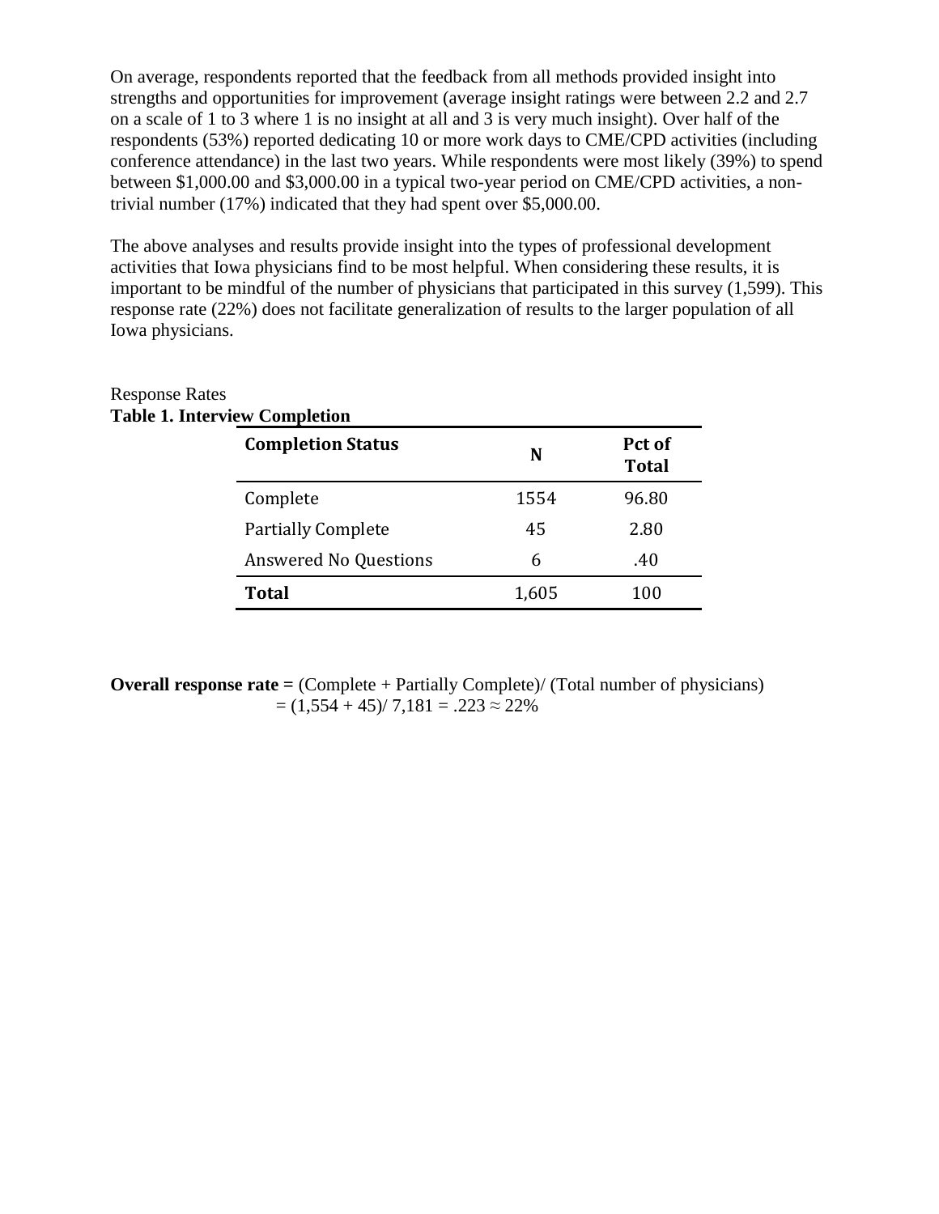On average, respondents reported that the feedback from all methods provided insight into strengths and opportunities for improvement (average insight ratings were between 2.2 and 2.7 on a scale of 1 to 3 where 1 is no insight at all and 3 is very much insight). Over half of the respondents (53%) reported dedicating 10 or more work days to CME/CPD activities (including conference attendance) in the last two years. While respondents were most likely (39%) to spend between $1,000.00 and $3,000.00 in a typical two-year period on CME/CPD activities, a non-trivial number (17%) indicated that they had spent over $5,000.00.

The above analyses and results provide insight into the types of professional development activities that Iowa physicians find to be most helpful. When considering these results, it is important to be mindful of the number of physicians that participated in this survey (1,599). This response rate (22%) does not facilitate generalization of results to the larger population of all Iowa physicians.

Response Rates

**Table 1. Interview Completion**

| Completion Status | N | Pct of Total |
|---|---|---|
| Complete | 1554 | 96.80 |
| Partially Complete | 45 | 2.80 |
| Answered No Questions | 6 | .40 |
| **Total** | 1,605 | 100 |

**Overall response rate =** (Complete + Partially Complete)/ (Total number of physicians)
= (1,554 + 45)/ 7,181 = .223 ≈ 22%